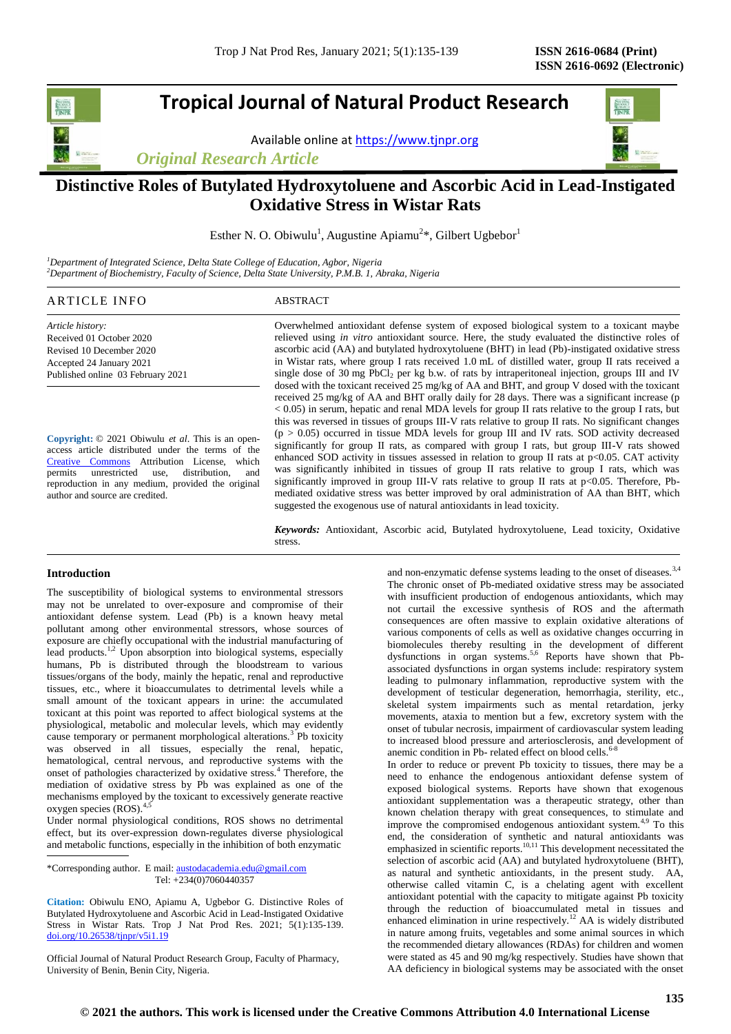# Tropical Journal of Natural Product Research

Available online at https://www.tjnpr.org

*Original Research Article*

# Distinctive Roles of Butylated Hydroxytoluene and Ascorbic Acid in Lead-Instigated Oxidative Stress in Wistar Rats

Esther N. O. Obiwulu[1], Augustine Apiamu[2]*, Gilbert Ugbebor[1]

[1]*Department of Integrated Science, Delta State College of Education, Agbor, Nigeria*
[2]*Department of Biochemistry, Faculty of Science, Delta State University, P.M.B. 1, Abraka, Nigeria*

## ARTICLE INFO

*Article history:*
Received 01 October 2020
Revised 10 December 2020
Accepted 24 January 2021
Published online 03 February 2021

**Copyright:** © 2021 Obiwulu *et al*. This is an open-access article distributed under the terms of the Creative Commons Attribution License, which permits unrestricted use, distribution, and reproduction in any medium, provided the original author and source are credited.

## ABSTRACT

Overwhelmed antioxidant defense system of exposed biological system to a toxicant maybe relieved using *in vitro* antioxidant source. Here, the study evaluated the distinctive roles of ascorbic acid (AA) and butylated hydroxytoluene (BHT) in lead (Pb)-instigated oxidative stress in Wistar rats, where group I rats received 1.0 mL of distilled water, group II rats received a single dose of 30 mg $PbCl_2$ per kg b.w. of rats by intraperitoneal injection, groups III and IV dosed with the toxicant received 25 mg/kg of AA and BHT, and group V dosed with the toxicant received 25 mg/kg of AA and BHT orally daily for 28 days. There was a significant increase ($p < 0.05$) in serum, hepatic and renal MDA levels for group II rats relative to the group I rats, but this was reversed in tissues of groups III-V rats relative to group II rats. No significant changes ($p > 0.05$) occurred in tissue MDA levels for group III and IV rats. SOD activity decreased significantly for group II rats, as compared with group I rats, but group III-V rats showed enhanced SOD activity in tissues assessed in relation to group II rats at $p<0.05$. CAT activity was significantly inhibited in tissues of group II rats relative to group I rats, which was significantly improved in group III-V rats relative to group II rats at $p<0.05$. Therefore, Pb-mediated oxidative stress was better improved by oral administration of AA than BHT, which suggested the exogenous use of natural antioxidants in lead toxicity.

***Keywords:*** Antioxidant, Ascorbic acid, Butylated hydroxytoluene, Lead toxicity, Oxidative stress.

## Introduction

The susceptibility of biological systems to environmental stressors may not be unrelated to over-exposure and compromise of their antioxidant defense system. Lead (Pb) is a known heavy metal pollutant among other environmental stressors, whose sources of exposure are chiefly occupational with the industrial manufacturing of lead products.[1,2] Upon absorption into biological systems, especially humans, Pb is distributed through the bloodstream to various tissues/organs of the body, mainly the hepatic, renal and reproductive tissues, etc., where it bioaccumulates to detrimental levels while a small amount of the toxicant appears in urine: the accumulated toxicant at this point was reported to affect biological systems at the physiological, metabolic and molecular levels, which may evidently cause temporary or permanent morphological alterations.[3] Pb toxicity was observed in all tissues, especially the renal, hepatic, hematological, central nervous, and reproductive systems with the onset of pathologies characterized by oxidative stress.[4] Therefore, the mediation of oxidative stress by Pb was explained as one of the mechanisms employed by the toxicant to excessively generate reactive oxygen species (ROS).[4,5]

Under normal physiological conditions, ROS shows no detrimental effect, but its over-expression down-regulates diverse physiological and metabolic functions, especially in the inhibition of both enzymatic and non-enzymatic defense systems leading to the onset of diseases.[3,4] The chronic onset of Pb-mediated oxidative stress may be associated with insufficient production of endogenous antioxidants, which may not curtail the excessive synthesis of ROS and the aftermath consequences are often massive to explain oxidative alterations of various components of cells as well as oxidative changes occurring in biomolecules thereby resulting in the development of different dysfunctions in organ systems.[5,6] Reports have shown that Pb-associated dysfunctions in organ systems include: respiratory system leading to pulmonary inflammation, reproductive system with the development of testicular degeneration, hemorrhagia, sterility, etc., skeletal system impairments such as mental retardation, jerky movements, ataxia to mention but a few, excretory system with the onset of tubular necrosis, impairment of cardiovascular system leading to increased blood pressure and arteriosclerosis, and development of anemic condition in Pb- related effect on blood cells.[6-8]

In order to reduce or prevent Pb toxicity to tissues, there may be a need to enhance the endogenous antioxidant defense system of exposed biological systems. Reports have shown that exogenous antioxidant supplementation was a therapeutic strategy, other than known chelation therapy with great consequences, to stimulate and improve the compromised endogenous antioxidant system.[4,9] To this end, the consideration of synthetic and natural antioxidants was emphasized in scientific reports.[10,11] This development necessitated the selection of ascorbic acid (AA) and butylated hydroxytoluene (BHT), as natural and synthetic antioxidants, in the present study. AA, otherwise called vitamin C, is a chelating agent with excellent antioxidant potential with the capacity to mitigate against Pb toxicity through the reduction of bioaccumulated metal in tissues and enhanced elimination in urine respectively.[12] AA is widely distributed in nature among fruits, vegetables and some animal sources in which the recommended dietary allowances (RDAs) for children and women were stated as 45 and 90 mg/kg respectively. Studies have shown that AA deficiency in biological systems may be associated with the onset

*Corresponding author. E mail: austodacademia.edu@gmail.com
Tel: +234(0)7060440357

**Citation:** Obiwulu ENO, Apiamu A, Ugbebor G. Distinctive Roles of Butylated Hydroxytoluene and Ascorbic Acid in Lead-Instigated Oxidative Stress in Wistar Rats. Trop J Nat Prod Res. 2021; 5(1):135-139. doi.org/10.26538/tjnpr/v5i1.19

Official Journal of Natural Product Research Group, Faculty of Pharmacy, University of Benin, Benin City, Nigeria.

© 2021 the authors. This work is licensed under the Creative Commons Attribution 4.0 International License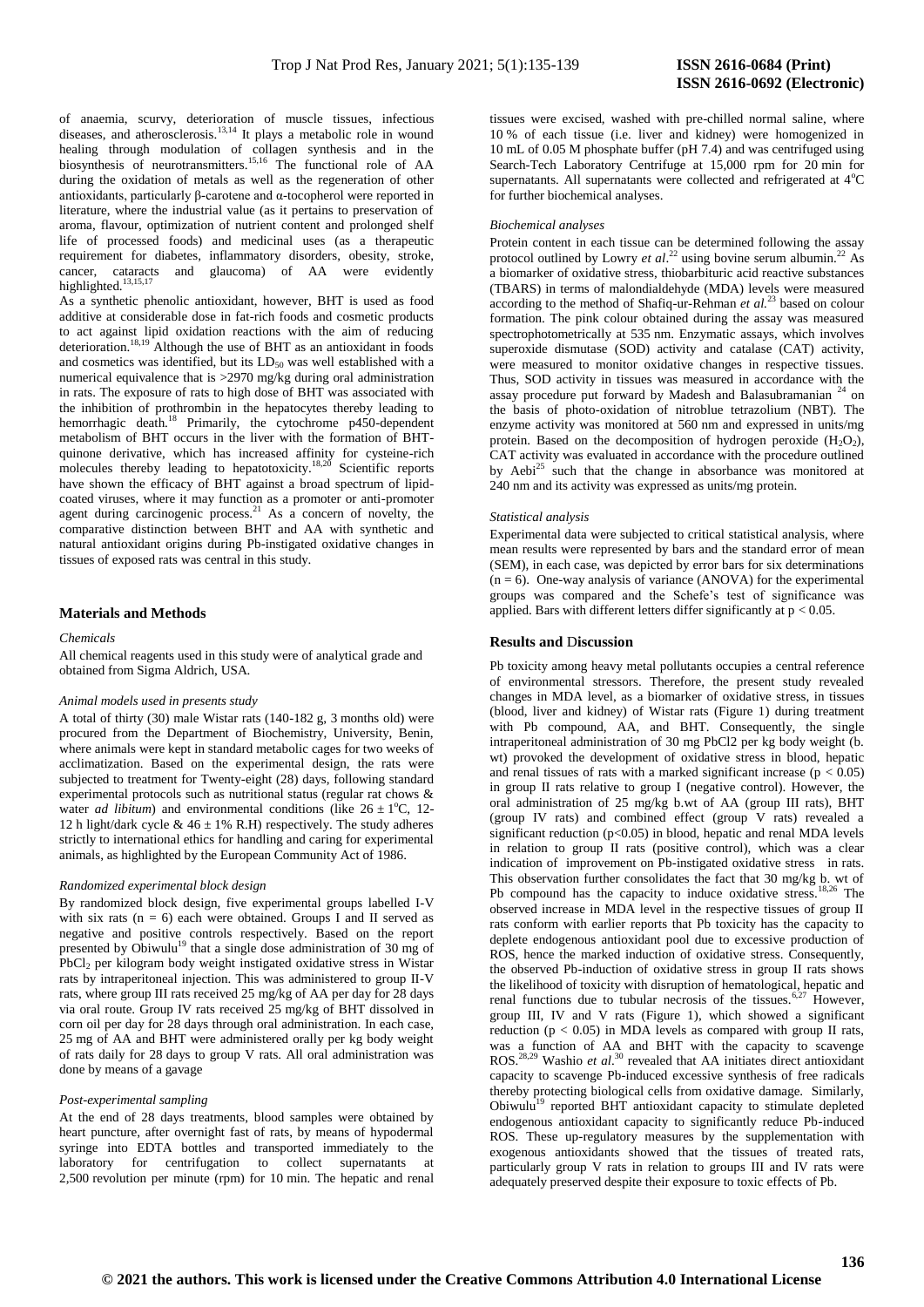of anaemia, scurvy, deterioration of muscle tissues, infectious diseases, and atherosclerosis.[13,14] It plays a metabolic role in wound healing through modulation of collagen synthesis and in the biosynthesis of neurotransmitters.[15,16] The functional role of AA during the oxidation of metals as well as the regeneration of other antioxidants, particularly β-carotene and α-tocopherol were reported in literature, where the industrial value (as it pertains to preservation of aroma, flavour, optimization of nutrient content and prolonged shelf life of processed foods) and medicinal uses (as a therapeutic requirement for diabetes, inflammatory disorders, obesity, stroke, cancer, cataracts and glaucoma) of AA were evidently highlighted.[13,15,17]

As a synthetic phenolic antioxidant, however, BHT is used as food additive at considerable dose in fat-rich foods and cosmetic products to act against lipid oxidation reactions with the aim of reducing deterioration.[18,19] Although the use of BHT as an antioxidant in foods and cosmetics was identified, but its $LD_{50}$ was well established with a numerical equivalence that is >2970 mg/kg during oral administration in rats. The exposure of rats to high dose of BHT was associated with the inhibition of prothrombin in the hepatocytes thereby leading to hemorrhagic death.[18] Primarily, the cytochrome p450-dependent metabolism of BHT occurs in the liver with the formation of BHT-quinone derivative, which has increased affinity for cysteine-rich molecules thereby leading to hepatotoxicity.[18,20] Scientific reports have shown the efficacy of BHT against a broad spectrum of lipid-coated viruses, where it may function as a promoter or anti-promoter agent during carcinogenic process.[21] As a concern of novelty, the comparative distinction between BHT and AA with synthetic and natural antioxidant origins during Pb-instigated oxidative changes in tissues of exposed rats was central in this study.

## Materials and Methods

### *Chemicals*

All chemical reagents used in this study were of analytical grade and obtained from Sigma Aldrich, USA.

### *Animal models used in presents study*

A total of thirty (30) male Wistar rats (140-182 g, 3 months old) were procured from the Department of Biochemistry, University, Benin, where animals were kept in standard metabolic cages for two weeks of acclimatization. Based on the experimental design, the rats were subjected to treatment for Twenty-eight (28) days, following standard experimental protocols such as nutritional status (regular rat chows & water *ad libitum*) and environmental conditions (like 26 ± 1°C, 12-12 h light/dark cycle & 46 ± 1% R.H) respectively. The study adheres strictly to international ethics for handling and caring for experimental animals, as highlighted by the European Community Act of 1986.

### *Randomized experimental block design*

By randomized block design, five experimental groups labelled I-V with six rats (n = 6) each were obtained. Groups I and II served as negative and positive controls respectively. Based on the report presented by Obiwulu[19] that a single dose administration of 30 mg of $PbCl_2$ per kilogram body weight instigated oxidative stress in Wistar rats by intraperitoneal injection. This was administered to group II-V rats, where group III rats received 25 mg/kg of AA per day for 28 days via oral route. Group IV rats received 25 mg/kg of BHT dissolved in corn oil per day for 28 days through oral administration. In each case, 25 mg of AA and BHT were administered orally per kg body weight of rats daily for 28 days to group V rats. All oral administration was done by means of a gavage

### *Post-experimental sampling*

At the end of 28 days treatments, blood samples were obtained by heart puncture, after overnight fast of rats, by means of hypodermal syringe into EDTA bottles and transported immediately to the laboratory for centrifugation to collect supernatants at 2,500 revolution per minute (rpm) for 10 min. The hepatic and renal tissues were excised, washed with pre-chilled normal saline, where 10 % of each tissue (i.e. liver and kidney) were homogenized in 10 mL of 0.05 M phosphate buffer (pH 7.4) and was centrifuged using Search-Tech Laboratory Centrifuge at 15,000 rpm for 20 min for supernatants. All supernatants were collected and refrigerated at 4°C for further biochemical analyses.

### *Biochemical analyses*

Protein content in each tissue can be determined following the assay protocol outlined by Lowry *et al*.[22] using bovine serum albumin.[22] As a biomarker of oxidative stress, thiobarbituric acid reactive substances (TBARS) in terms of malondialdehyde (MDA) levels were measured according to the method of Shafiq-ur-Rehman *et al.*[23] based on colour formation. The pink colour obtained during the assay was measured spectrophotometrically at 535 nm. Enzymatic assays, which involves superoxide dismutase (SOD) activity and catalase (CAT) activity, were measured to monitor oxidative changes in respective tissues. Thus, SOD activity in tissues was measured in accordance with the assay procedure put forward by Madesh and Balasubramanian [24] on the basis of photo-oxidation of nitroblue tetrazolium (NBT). The enzyme activity was monitored at 560 nm and expressed in units/mg protein. Based on the decomposition of hydrogen peroxide ($H_2O_2$), CAT activity was evaluated in accordance with the procedure outlined by Aebi[25] such that the change in absorbance was monitored at 240 nm and its activity was expressed as units/mg protein.

### *Statistical analysis*

Experimental data were subjected to critical statistical analysis, where mean results were represented by bars and the standard error of mean (SEM), in each case, was depicted by error bars for six determinations (n = 6). One-way analysis of variance (ANOVA) for the experimental groups was compared and the Schefe's test of significance was applied. Bars with different letters differ significantly at $p < 0.05$.

## Results and Discussion

Pb toxicity among heavy metal pollutants occupies a central reference of environmental stressors. Therefore, the present study revealed changes in MDA level, as a biomarker of oxidative stress, in tissues (blood, liver and kidney) of Wistar rats (Figure 1) during treatment with Pb compound, AA, and BHT. Consequently, the single intraperitoneal administration of 30 mg PbCl2 per kg body weight (b. wt) provoked the development of oxidative stress in blood, hepatic and renal tissues of rats with a marked significant increase ($p < 0.05$) in group II rats relative to group I (negative control). However, the oral administration of 25 mg/kg b.wt of AA (group III rats), BHT (group IV rats) and combined effect (group V rats) revealed a significant reduction ($p<0.05$) in blood, hepatic and renal MDA levels in relation to group II rats (positive control), which was a clear indication of improvement on Pb-instigated oxidative stress in rats. This observation further consolidates the fact that 30 mg/kg b. wt of Pb compound has the capacity to induce oxidative stress.[18,26] The observed increase in MDA level in the respective tissues of group II rats conform with earlier reports that Pb toxicity has the capacity to deplete endogenous antioxidant pool due to excessive production of ROS, hence the marked induction of oxidative stress. Consequently, the observed Pb-induction of oxidative stress in group II rats shows the likelihood of toxicity with disruption of hematological, hepatic and renal functions due to tubular necrosis of the tissues.[6,27] However, group III, IV and V rats (Figure 1), which showed a significant reduction ($p < 0.05$) in MDA levels as compared with group II rats, was a function of AA and BHT with the capacity to scavenge ROS.[28,29] Washio *et al*.[30] revealed that AA initiates direct antioxidant capacity to scavenge Pb-induced excessive synthesis of free radicals thereby protecting biological cells from oxidative damage. Similarly, Obiwulu[19] reported BHT antioxidant capacity to stimulate depleted endogenous antioxidant capacity to significantly reduce Pb-induced ROS. These up-regulatory measures by the supplementation with exogenous antioxidants showed that the tissues of treated rats, particularly group V rats in relation to groups III and IV rats were adequately preserved despite their exposure to toxic effects of Pb.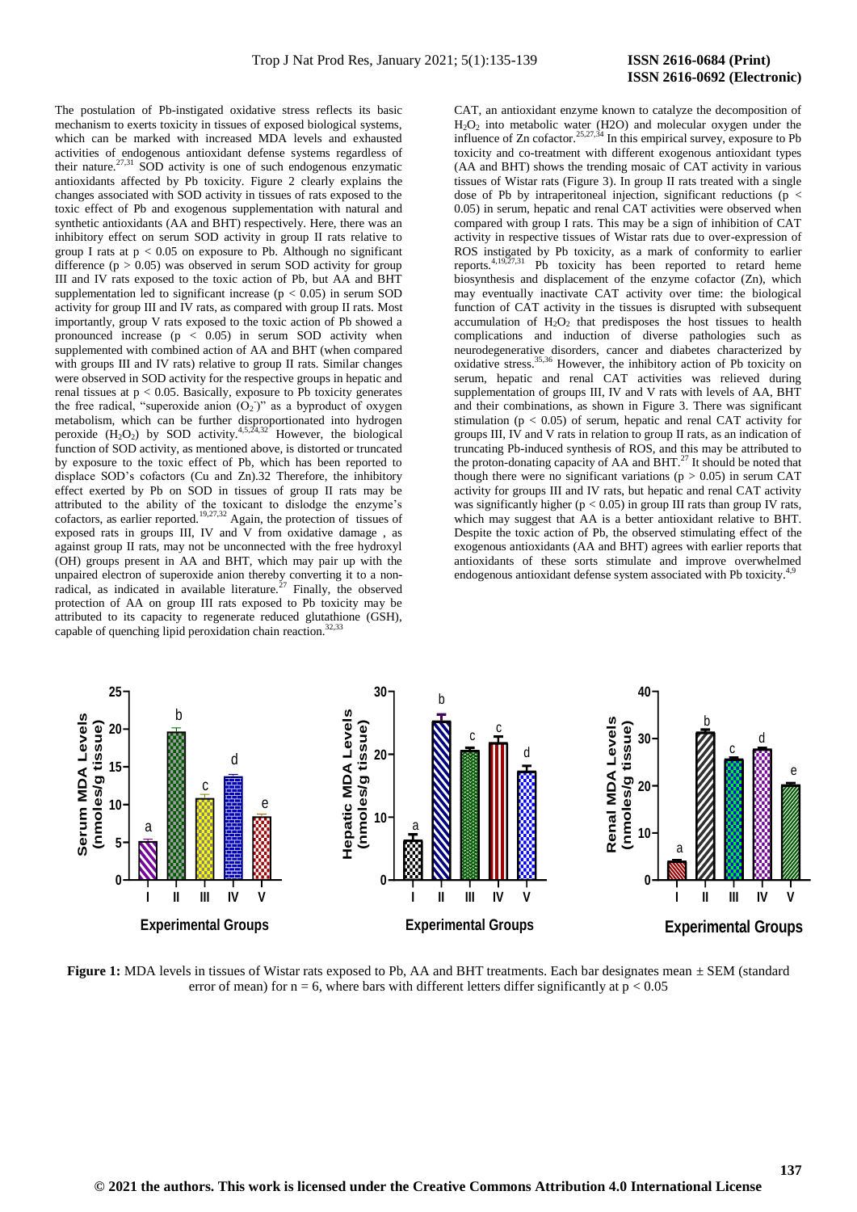The postulation of Pb-instigated oxidative stress reflects its basic mechanism to exerts toxicity in tissues of exposed biological systems, which can be marked with increased MDA levels and exhausted activities of endogenous antioxidant defense systems regardless of their nature.[27,31] SOD activity is one of such endogenous enzymatic antioxidants affected by Pb toxicity. Figure 2 clearly explains the changes associated with SOD activity in tissues of rats exposed to the toxic effect of Pb and exogenous supplementation with natural and synthetic antioxidants (AA and BHT) respectively. Here, there was an inhibitory effect on serum SOD activity in group II rats relative to group I rats at $p < 0.05$ on exposure to Pb. Although no significant difference ($p > 0.05$) was observed in serum SOD activity for group III and IV rats exposed to the toxic action of Pb, but AA and BHT supplementation led to significant increase ($p < 0.05$) in serum SOD activity for group III and IV rats, as compared with group II rats. Most importantly, group V rats exposed to the toxic action of Pb showed a pronounced increase ($p < 0.05$) in serum SOD activity when supplemented with combined action of AA and BHT (when compared with groups III and IV rats) relative to group II rats. Similar changes were observed in SOD activity for the respective groups in hepatic and renal tissues at $p < 0.05$. Basically, exposure to Pb toxicity generates the free radical, "superoxide anion ($O_2^-$)" as a byproduct of oxygen metabolism, which can be further disproportionated into hydrogen peroxide ($H_2O_2$) by SOD activity.[4,5,24,32] However, the biological function of SOD activity, as mentioned above, is distorted or truncated by exposure to the toxic effect of Pb, which has been reported to displace SOD's cofactors (Cu and Zn).32 Therefore, the inhibitory effect exerted by Pb on SOD in tissues of group II rats may be attributed to the ability of the toxicant to dislodge the enzyme's cofactors, as earlier reported.[19,27,32] Again, the protection of tissues of exposed rats in groups III, IV and V from oxidative damage , as against group II rats, may not be unconnected with the free hydroxyl (OH) groups present in AA and BHT, which may pair up with the unpaired electron of superoxide anion thereby converting it to a non-radical, as indicated in available literature.[27] Finally, the observed protection of AA on group III rats exposed to Pb toxicity may be attributed to its capacity to regenerate reduced glutathione (GSH), capable of quenching lipid peroxidation chain reaction.[32,33]

CAT, an antioxidant enzyme known to catalyze the decomposition of $H_2O_2$ into metabolic water (H2O) and molecular oxygen under the influence of Zn cofactor.[25,27,34] In this empirical survey, exposure to Pb toxicity and co-treatment with different exogenous antioxidant types (AA and BHT) shows the trending mosaic of CAT activity in various tissues of Wistar rats (Figure 3). In group II rats treated with a single dose of Pb by intraperitoneal injection, significant reductions ($p < 0.05$) in serum, hepatic and renal CAT activities were observed when compared with group I rats. This may be a sign of inhibition of CAT activity in respective tissues of Wistar rats due to over-expression of ROS instigated by Pb toxicity, as a mark of conformity to earlier reports.[4,19,27,31] Pb toxicity has been reported to retard heme biosynthesis and displacement of the enzyme cofactor (Zn), which may eventually inactivate CAT activity over time: the biological function of CAT activity in the tissues is disrupted with subsequent accumulation of $H_2O_2$ that predisposes the host tissues to health complications and induction of diverse pathologies such as neurodegenerative disorders, cancer and diabetes characterized by oxidative stress.[35,36] However, the inhibitory action of Pb toxicity on serum, hepatic and renal CAT activities was relieved during supplementation of groups III, IV and V rats with levels of AA, BHT and their combinations, as shown in Figure 3. There was significant stimulation ($p < 0.05$) of serum, hepatic and renal CAT activity for groups III, IV and V rats in relation to group II rats, as an indication of truncating Pb-induced synthesis of ROS, and this may be attributed to the proton-donating capacity of AA and BHT.[27] It should be noted that though there were no significant variations ($p > 0.05$) in serum CAT activity for groups III and IV rats, but hepatic and renal CAT activity was significantly higher ($p < 0.05$) in group III rats than group IV rats, which may suggest that AA is a better antioxidant relative to BHT. Despite the toxic action of Pb, the observed stimulating effect of the exogenous antioxidants (AA and BHT) agrees with earlier reports that antioxidants of these sorts stimulate and improve overwhelmed endogenous antioxidant defense system associated with Pb toxicity.[4,9]

**Figure 1:** MDA levels in tissues of Wistar rats exposed to Pb, AA and BHT treatments. Each bar designates mean ± SEM (standard error of mean) for n = 6, where bars with different letters differ significantly at $p < 0.05$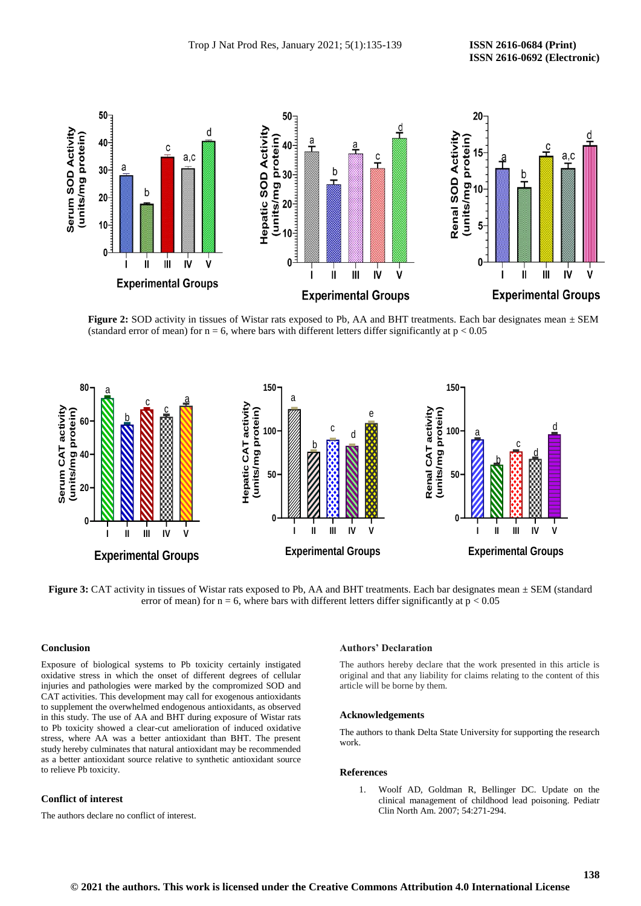**Figure 2:** SOD activity in tissues of Wistar rats exposed to Pb, AA and BHT treatments. Each bar designates mean ± SEM (standard error of mean) for n = 6, where bars with different letters differ significantly at $p < 0.05$

**Figure 3:** CAT activity in tissues of Wistar rats exposed to Pb, AA and BHT treatments. Each bar designates mean ± SEM (standard error of mean) for n = 6, where bars with different letters differ significantly at $p < 0.05$

## Conclusion

Exposure of biological systems to Pb toxicity certainly instigated oxidative stress in which the onset of different degrees of cellular injuries and pathologies were marked by the compromized SOD and CAT activities. This development may call for exogenous antioxidants to supplement the overwhelmed endogenous antioxidants, as observed in this study. The use of AA and BHT during exposure of Wistar rats to Pb toxicity showed a clear-cut amelioration of induced oxidative stress, where AA was a better antioxidant than BHT. The present study hereby culminates that natural antioxidant may be recommended as a better antioxidant source relative to synthetic antioxidant source to relieve Pb toxicity.

## Conflict of interest

The authors declare no conflict of interest.

## Authors' Declaration

The authors hereby declare that the work presented in this article is original and that any liability for claims relating to the content of this article will be borne by them.

## Acknowledgements

The authors to thank Delta State University for supporting the research work.

## References

1. Woolf AD, Goldman R, Bellinger DC. Update on the clinical management of childhood lead poisoning. Pediatr Clin North Am. 2007; 54:271-294.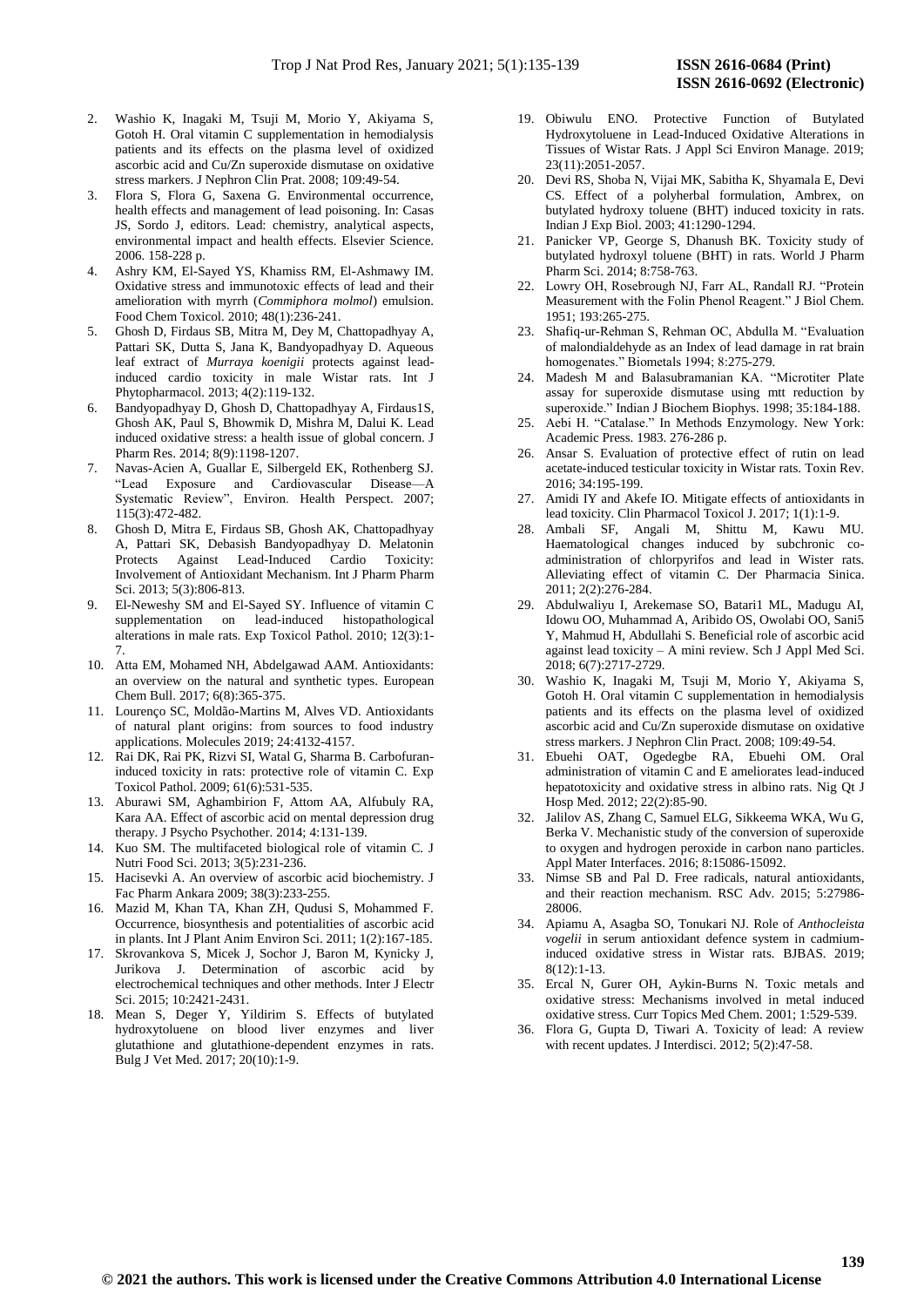2. Washio K, Inagaki M, Tsuji M, Morio Y, Akiyama S, Gotoh H. Oral vitamin C supplementation in hemodialysis patients and its effects on the plasma level of oxidized ascorbic acid and Cu/Zn superoxide dismutase on oxidative stress markers. J Nephron Clin Prat. 2008; 109:49-54.
3. Flora S, Flora G, Saxena G. Environmental occurrence, health effects and management of lead poisoning. In: Casas JS, Sordo J, editors. Lead: chemistry, analytical aspects, environmental impact and health effects. Elsevier Science. 2006. 158-228 p.
4. Ashry KM, El-Sayed YS, Khamiss RM, El-Ashmawy IM. Oxidative stress and immunotoxic effects of lead and their amelioration with myrrh (*Commiphora molmol*) emulsion. Food Chem Toxicol. 2010; 48(1):236-241.
5. Ghosh D, Firdaus SB, Mitra M, Dey M, Chattopadhyay A, Pattari SK, Dutta S, Jana K, Bandyopadhyay D. Aqueous leaf extract of *Murraya koenigii* protects against lead-induced cardio toxicity in male Wistar rats. Int J Phytopharmacol. 2013; 4(2):119-132.
6. Bandyopadhyay D, Ghosh D, Chattopadhyay A, Firdaus1S, Ghosh AK, Paul S, Bhowmik D, Mishra M, Dalui K. Lead induced oxidative stress: a health issue of global concern. J Pharm Res. 2014; 8(9):1198-1207.
7. Navas-Acien A, Guallar E, Silbergeld EK, Rothenberg SJ. "Lead Exposure and Cardiovascular Disease—A Systematic Review", Environ. Health Perspect. 2007; 115(3):472-482.
8. Ghosh D, Mitra E, Firdaus SB, Ghosh AK, Chattopadhyay A, Pattari SK, Debasish Bandyopadhyay D. Melatonin Protects Against Lead-Induced Cardio Toxicity: Involvement of Antioxidant Mechanism. Int J Pharm Pharm Sci. 2013; 5(3):806-813.
9. El-Neweshy SM and El-Sayed SY. Influence of vitamin C supplementation on lead-induced histopathological alterations in male rats. Exp Toxicol Pathol. 2010; 12(3):1-7.
10. Atta EM, Mohamed NH, Abdelgawad AAM. Antioxidants: an overview on the natural and synthetic types. European Chem Bull. 2017; 6(8):365-375.
11. Lourenço SC, Moldão-Martins M, Alves VD. Antioxidants of natural plant origins: from sources to food industry applications. Molecules 2019; 24:4132-4157.
12. Rai DK, Rai PK, Rizvi SI, Watal G, Sharma B. Carbofuran-induced toxicity in rats: protective role of vitamin C. Exp Toxicol Pathol. 2009; 61(6):531-535.
13. Aburawi SM, Aghambirion F, Attom AA, Alfubuly RA, Kara AA. Effect of ascorbic acid on mental depression drug therapy. J Psycho Psychother. 2014; 4:131-139.
14. Kuo SM. The multifaceted biological role of vitamin C. J Nutri Food Sci. 2013; 3(5):231-236.
15. Hacisevki A. An overview of ascorbic acid biochemistry. J Fac Pharm Ankara 2009; 38(3):233-255.
16. Mazid M, Khan TA, Khan ZH, Qudusi S, Mohammed F. Occurrence, biosynthesis and potentialities of ascorbic acid in plants. Int J Plant Anim Environ Sci. 2011; 1(2):167-185.
17. Skrovankova S, Micek J, Sochor J, Baron M, Kynicky J, Jurikova J. Determination of ascorbic acid by electrochemical techniques and other methods. Inter J Electr Sci. 2015; 10:2421-2431.
18. Mean S, Deger Y, Yildirim S. Effects of butylated hydroxytoluene on blood liver enzymes and liver glutathione and glutathione-dependent enzymes in rats. Bulg J Vet Med. 2017; 20(10):1-9.
19. Obiwulu ENO. Protective Function of Butylated Hydroxytoluene in Lead-Induced Oxidative Alterations in Tissues of Wistar Rats. J Appl Sci Environ Manage. 2019; 23(11):2051-2057.
20. Devi RS, Shoba N, Vijai MK, Sabitha K, Shyamala E, Devi CS. Effect of a polyherbal formulation, Ambrex, on butylated hydroxy toluene (BHT) induced toxicity in rats. Indian J Exp Biol. 2003; 41:1290-1294.
21. Panicker VP, George S, Dhanush BK. Toxicity study of butylated hydroxyl toluene (BHT) in rats. World J Pharm Pharm Sci. 2014; 8:758-763.
22. Lowry OH, Rosebrough NJ, Farr AL, Randall RJ. "Protein Measurement with the Folin Phenol Reagent." J Biol Chem. 1951; 193:265-275.
23. Shafiq-ur-Rehman S, Rehman OC, Abdulla M. "Evaluation of malondialdehyde as an Index of lead damage in rat brain homogenates." Biometals 1994; 8:275-279.
24. Madesh M and Balasubramanian KA. "Microtiter Plate assay for superoxide dismutase using mtt reduction by superoxide." Indian J Biochem Biophys. 1998; 35:184-188.
25. Aebi H. "Catalase." In Methods Enzymology. New York: Academic Press. 1983. 276-286 p.
26. Ansar S. Evaluation of protective effect of rutin on lead acetate-induced testicular toxicity in Wistar rats. Toxin Rev. 2016; 34:195-199.
27. Amidi IY and Akefe IO. Mitigate effects of antioxidants in lead toxicity. Clin Pharmacol Toxicol J. 2017; 1(1):1-9.
28. Ambali SF, Angali M, Shittu M, Kawu MU. Haematological changes induced by subchronic co-administration of chlorpyrifos and lead in Wister rats. Alleviating effect of vitamin C. Der Pharmacia Sinica. 2011; 2(2):276-284.
29. Abdulwaliyu I, Arekemase SO, Batari1 ML, Madugu AI, Idowu OO, Muhammad A, Aribido OS, Owolabi OO, Sani5 Y, Mahmud H, Abdullahi S. Beneficial role of ascorbic acid against lead toxicity – A mini review. Sch J Appl Med Sci. 2018; 6(7):2717-2729.
30. Washio K, Inagaki M, Tsuji M, Morio Y, Akiyama S, Gotoh H. Oral vitamin C supplementation in hemodialysis patients and its effects on the plasma level of oxidized ascorbic acid and Cu/Zn superoxide dismutase on oxidative stress markers. J Nephron Clin Pract. 2008; 109:49-54.
31. Ebuehi OAT, Ogedegbe RA, Ebuehi OM. Oral administration of vitamin C and E ameliorates lead-induced hepatotoxicity and oxidative stress in albino rats. Nig Qt J Hosp Med. 2012; 22(2):85-90.
32. Jalilov AS, Zhang C, Samuel ELG, Sikkeema WKA, Wu G, Berka V. Mechanistic study of the conversion of superoxide to oxygen and hydrogen peroxide in carbon nano particles. Appl Mater Interfaces. 2016; 8:15086-15092.
33. Nimse SB and Pal D. Free radicals, natural antioxidants, and their reaction mechanism. RSC Adv. 2015; 5:27986-28006.
34. Apiamu A, Asagba SO, Tonukari NJ. Role of *Anthocleista vogelii* in serum antioxidant defence system in cadmium-induced oxidative stress in Wistar rats. BJBAS. 2019; 8(12):1-13.
35. Ercal N, Gurer OH, Aykin-Burns N. Toxic metals and oxidative stress: Mechanisms involved in metal induced oxidative stress. Curr Topics Med Chem. 2001; 1:529-539.
36. Flora G, Gupta D, Tiwari A. Toxicity of lead: A review with recent updates. J Interdisci. 2012; 5(2):47-58.

**© 2021 the authors. This work is licensed under the Creative Commons Attribution 4.0 International License**